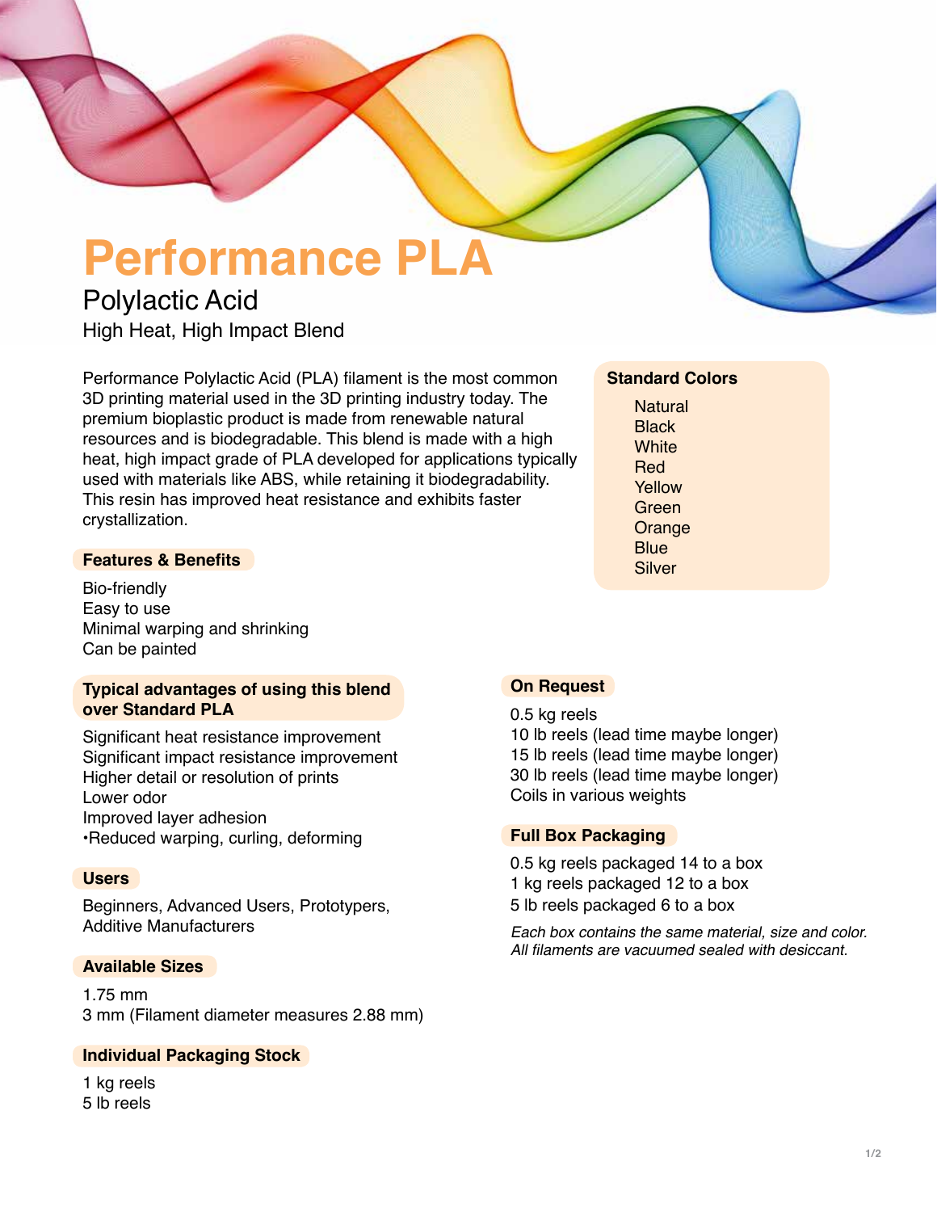# Performance PLA

## Polylactic Acid

High Heat, High Impact Blend

Performance Polylactic Acid (PLA) filament is the most common 3D printing material used in the 3D printing industry today. The premium bioplastic product is made from renewable natural resources and is biodegradable. This blend is made with a high heat, high impact grade of PLA developed for applications typically used with materials like ABS, while retaining it biodegradability. This resin has improved heat resistance and exhibits faster crystallization.

### Standard Colors

Natural
Black
White
Red
Yellow
Green
Orange
Blue
Silver

### Features & Benefits

Bio-friendly
Easy to use
Minimal warping and shrinking
Can be painted

### Typical advantages of using this blend over Standard PLA

Significant heat resistance improvement
Significant impact resistance improvement
Higher detail or resolution of prints
Lower odor
Improved layer adhesion
•Reduced warping, curling, deforming

### Users

Beginners, Advanced Users, Prototypers, Additive Manufacturers

### Available Sizes

1.75 mm
3 mm (Filament diameter measures 2.88 mm)

### Individual Packaging Stock

1 kg reels
5 lb reels

### On Request

0.5 kg reels
10 lb reels (lead time maybe longer)
15 lb reels (lead time maybe longer)
30 lb reels (lead time maybe longer)
Coils in various weights

### Full Box Packaging

0.5 kg reels packaged 14 to a box
1 kg reels packaged 12 to a box
5 lb reels packaged 6 to a box

*Each box contains the same material, size and color.*
*All filaments are vacuumed sealed with desiccant.*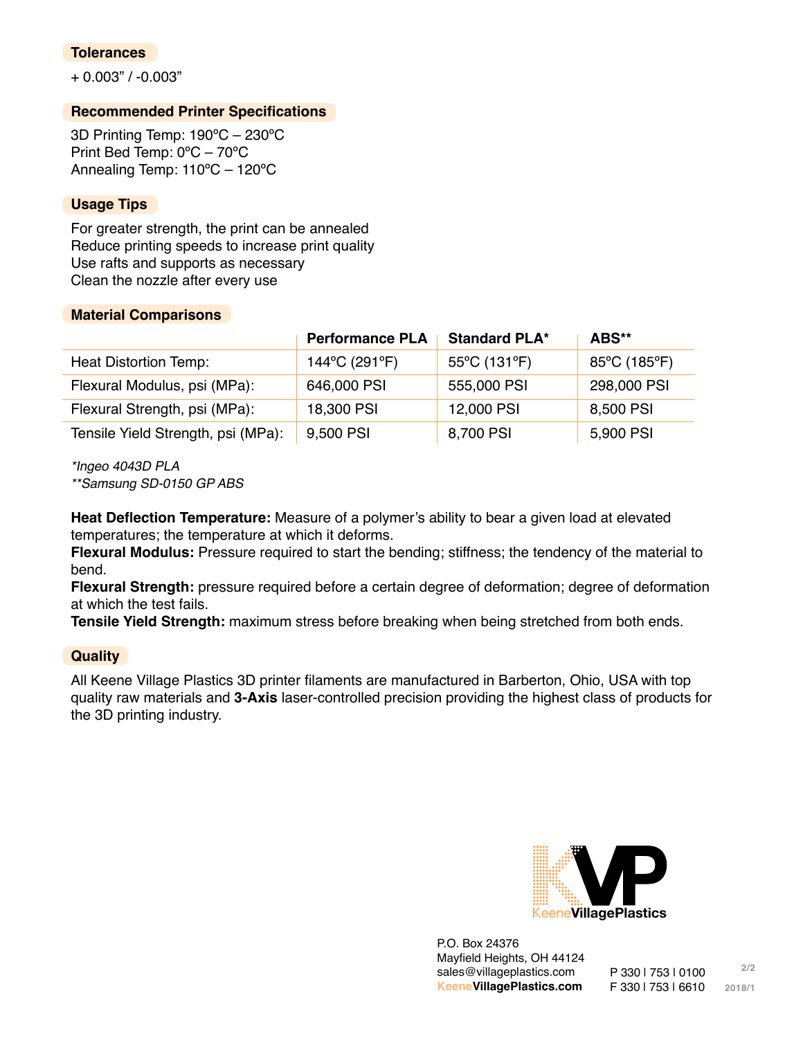## Tolerances

+ 0.003” / -0.003”

## Recommended Printer Specifications

3D Printing Temp: 190ºC – 230ºC
Print Bed Temp: 0ºC – 70ºC
Annealing Temp: 110ºC – 120ºC

## Usage Tips

For greater strength, the print can be annealed
Reduce printing speeds to increase print quality
Use rafts and supports as necessary
Clean the nozzle after every use

## Material Comparisons

| | Performance PLA | Standard PLA* | ABS** |
|---|---|---|---|
| Heat Distortion Temp: | 144ºC (291ºF) | 55ºC (131ºF) | 85ºC (185ºF) |
| Flexural Modulus, psi (MPa): | 646,000 PSI | 555,000 PSI | 298,000 PSI |
| Flexural Strength, psi (MPa): | 18,300 PSI | 12,000 PSI | 8,500 PSI |
| Tensile Yield Strength, psi (MPa): | 9,500 PSI | 8,700 PSI | 5,900 PSI |

*Ingeo 4043D PLA*
***Samsung SD-0150 GP ABS*

**Heat Deflection Temperature:** Measure of a polymer’s ability to bear a given load at elevated temperatures; the temperature at which it deforms.
**Flexural Modulus:** Pressure required to start the bending; stiffness; the tendency of the material to bend.
**Flexural Strength:** pressure required before a certain degree of deformation; degree of deformation at which the test fails.
**Tensile Yield Strength:** maximum stress before breaking when being stretched from both ends.

## Quality

All Keene Village Plastics 3D printer filaments are manufactured in Barberton, Ohio, USA with top quality raw materials and **3-Axis** laser-controlled precision providing the highest class of products for the 3D printing industry.

KeeneVillagePlastics

P.O. Box 24376
Mayfield Heights, OH 44124
sales@villageplastics.com
KeeneVillagePlastics.com

P 330 | 753 | 0100
F 330 | 753 | 6610

2018/1